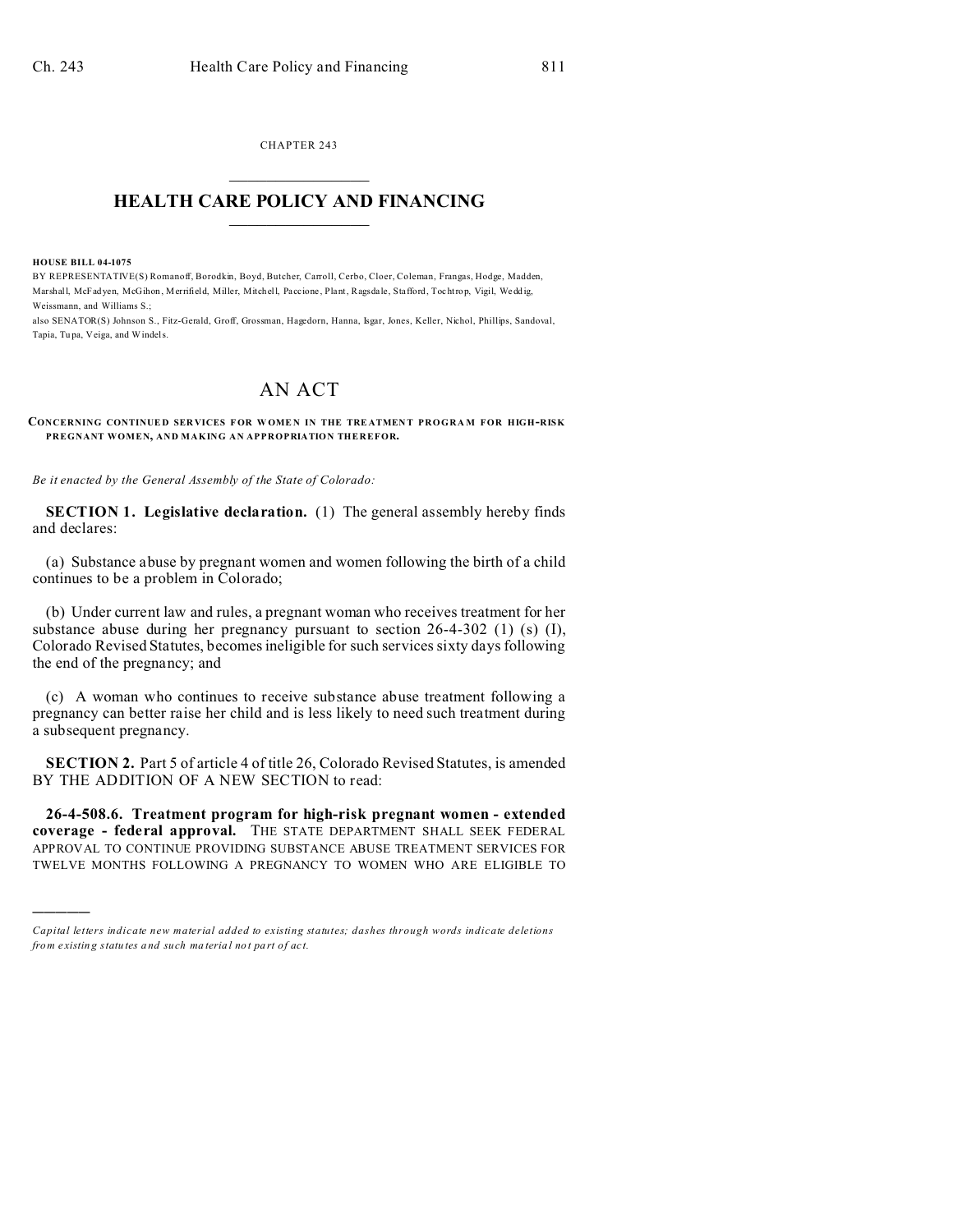CHAPTER 243

# HEALTH CARE POLICY AND FINANCING

**HOUSE BILL 04-1075**

BY REPRESENTATIVE(S) Romanoff, Borodkin, Boyd, Butcher, Carroll, Cerbo, Cloer, Coleman, Frangas, Hodge, Madden, Marshall, McFadyen, McGihon, Merrifield, Miller, Mitchell, Paccione, Plant, Ragsdale, Stafford, Tochtrop, Vigil, Weddig, Weissmann, and Williams S.;
also SENATOR(S) Johnson S., Fitz-Gerald, Groff, Grossman, Hagedorn, Hanna, Isgar, Jones, Keller, Nichol, Phillips, Sandoval, Tapia, Tupa, Veiga, and Windels.

# AN ACT

**CONCERNING CONTINUED SERVICES FOR WOMEN IN THE TREATMENT PROGRAM FOR HIGH-RISK PREGNANT WOMEN, AND MAKING AN APPROPRIATION THEREFOR.**

*Be it enacted by the General Assembly of the State of Colorado:*

**SECTION 1. Legislative declaration.** (1) The general assembly hereby finds and declares:

(a) Substance abuse by pregnant women and women following the birth of a child continues to be a problem in Colorado;

(b) Under current law and rules, a pregnant woman who receives treatment for her substance abuse during her pregnancy pursuant to section 26-4-302 (1) (s) (I), Colorado Revised Statutes, becomes ineligible for such services sixty days following the end of the pregnancy; and

(c) A woman who continues to receive substance abuse treatment following a pregnancy can better raise her child and is less likely to need such treatment during a subsequent pregnancy.

**SECTION 2.** Part 5 of article 4 of title 26, Colorado Revised Statutes, is amended BY THE ADDITION OF A NEW SECTION to read:

**26-4-508.6. Treatment program for high-risk pregnant women - extended coverage - federal approval.** THE STATE DEPARTMENT SHALL SEEK FEDERAL APPROVAL TO CONTINUE PROVIDING SUBSTANCE ABUSE TREATMENT SERVICES FOR TWELVE MONTHS FOLLOWING A PREGNANCY TO WOMEN WHO ARE ELIGIBLE TO

---

*Capital letters indicate new material added to existing statutes; dashes through words indicate deletions from existing statutes and such material not part of act.*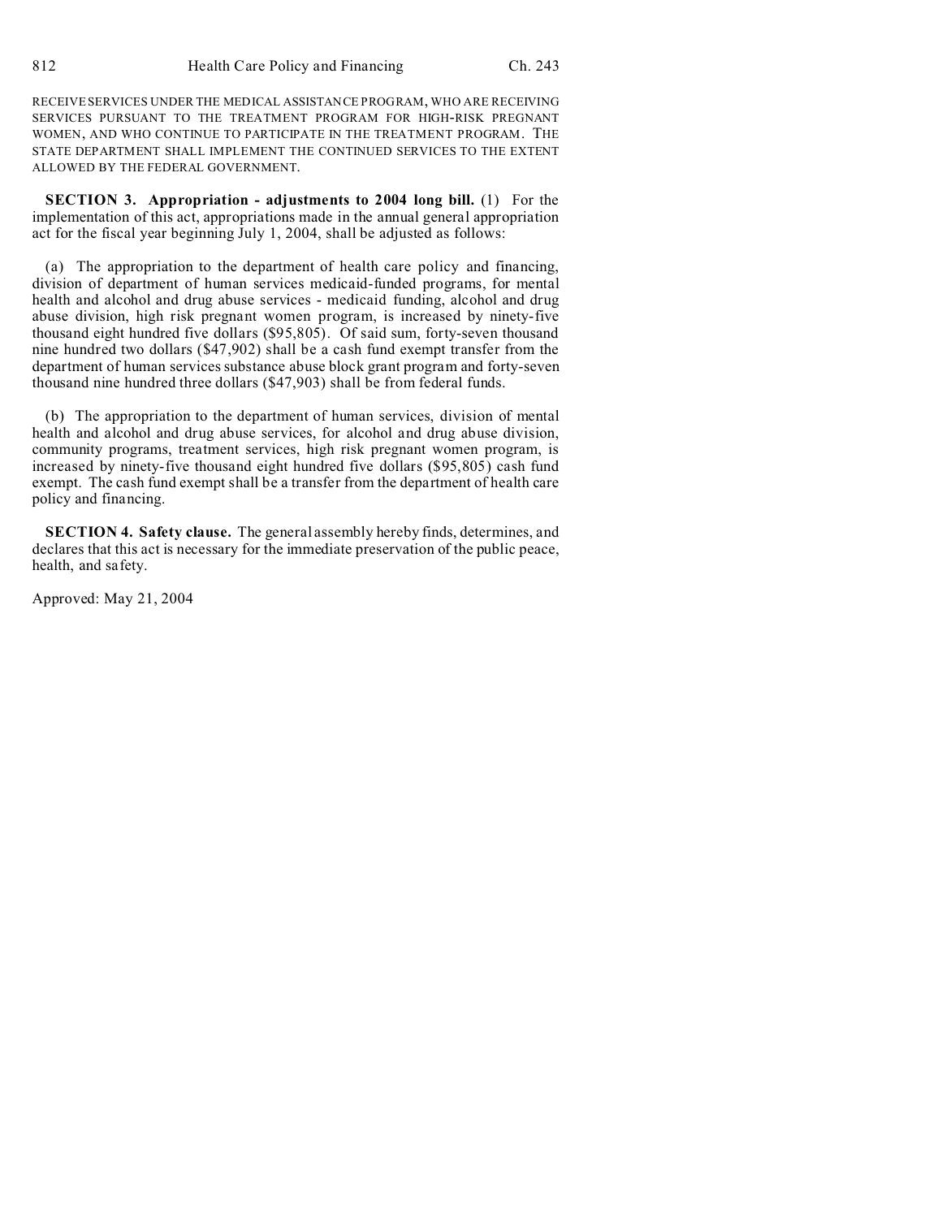RECEIVE SERVICES UNDER THE MEDICAL ASSISTANCE PROGRAM, WHO ARE RECEIVING SERVICES PURSUANT TO THE TREATMENT PROGRAM FOR HIGH-RISK PREGNANT WOMEN, AND WHO CONTINUE TO PARTICIPATE IN THE TREATMENT PROGRAM. THE STATE DEPARTMENT SHALL IMPLEMENT THE CONTINUED SERVICES TO THE EXTENT ALLOWED BY THE FEDERAL GOVERNMENT.

**SECTION 3. Appropriation - adjustments to 2004 long bill.** (1) For the implementation of this act, appropriations made in the annual general appropriation act for the fiscal year beginning July 1, 2004, shall be adjusted as follows:

(a) The appropriation to the department of health care policy and financing, division of department of human services medicaid-funded programs, for mental health and alcohol and drug abuse services - medicaid funding, alcohol and drug abuse division, high risk pregnant women program, is increased by ninety-five thousand eight hundred five dollars ($95,805). Of said sum, forty-seven thousand nine hundred two dollars ($47,902) shall be a cash fund exempt transfer from the department of human services substance abuse block grant program and forty-seven thousand nine hundred three dollars ($47,903) shall be from federal funds.

(b) The appropriation to the department of human services, division of mental health and alcohol and drug abuse services, for alcohol and drug abuse division, community programs, treatment services, high risk pregnant women program, is increased by ninety-five thousand eight hundred five dollars ($95,805) cash fund exempt. The cash fund exempt shall be a transfer from the department of health care policy and financing.

**SECTION 4. Safety clause.** The general assembly hereby finds, determines, and declares that this act is necessary for the immediate preservation of the public peace, health, and safety.

Approved: May 21, 2004